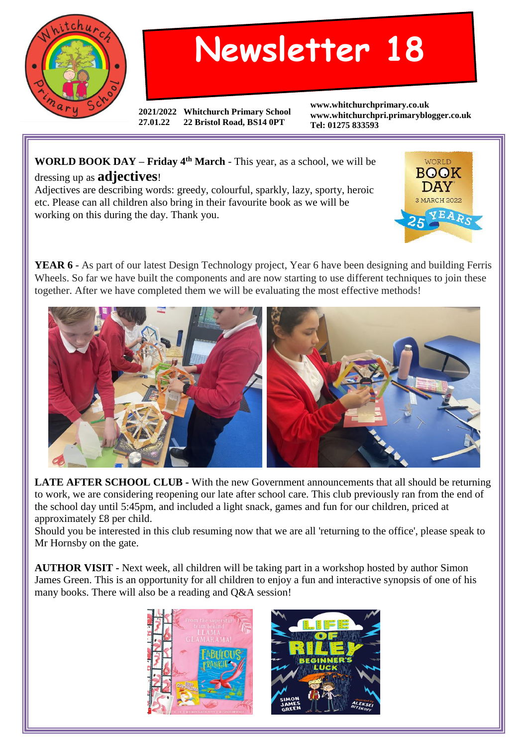# Newsletter 18

2021/2022 **Whitchurch Primary School**
27.01.22 **22 Bristol Road, BS14 0PT**

**www.whitchurchprimary.co.uk**
**www.whitchurchpri.primaryblogger.co.uk**
**Tel: 01275 833593**

**WORLD BOOK DAY – Friday 4th March** - This year, as a school, we will be dressing up as **adjectives**!
Adjectives are describing words: greedy, colourful, sparkly, lazy, sporty, heroic etc. Please can all children also bring in their favourite book as we will be working on this during the day. Thank you.

**YEAR 6** - As part of our latest Design Technology project, Year 6 have been designing and building Ferris Wheels. So far we have built the components and are now starting to use different techniques to join these together. After we have completed them we will be evaluating the most effective methods!

**LATE AFTER SCHOOL CLUB** - With the new Government announcements that all should be returning to work, we are considering reopening our late after school care. This club previously ran from the end of the school day until 5:45pm, and included a light snack, games and fun for our children, priced at approximately £8 per child.
Should you be interested in this club resuming now that we are all 'returning to the office', please speak to Mr Hornsby on the gate.

**AUTHOR VISIT** - Next week, all children will be taking part in a workshop hosted by author Simon James Green. This is an opportunity for all children to enjoy a fun and interactive synopsis of one of his many books. There will also be a reading and Q&A session!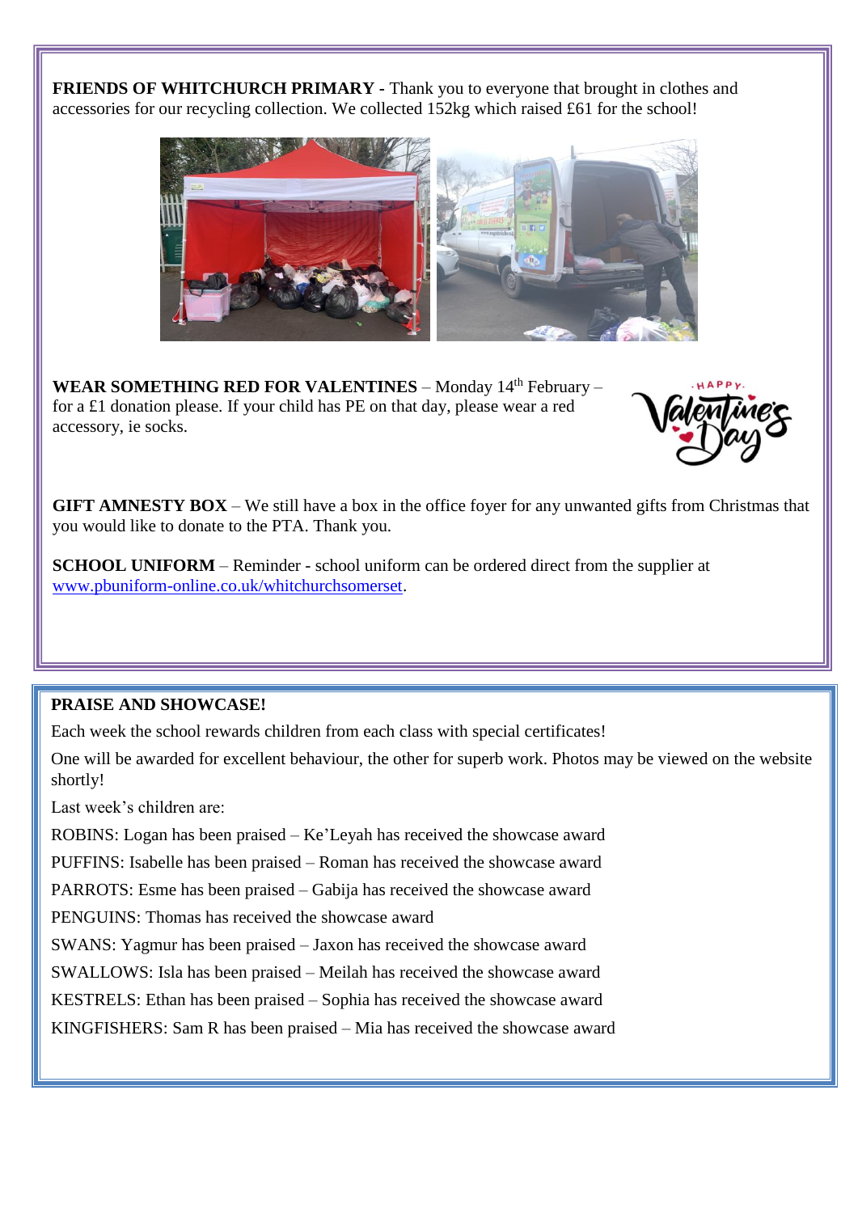**FRIENDS OF WHITCHURCH PRIMARY** - Thank you to everyone that brought in clothes and accessories for our recycling collection. We collected 152kg which raised £61 for the school!

**WEAR SOMETHING RED FOR VALENTINES** – Monday 14th February – for a £1 donation please. If your child has PE on that day, please wear a red accessory, ie socks.

**GIFT AMNESTY BOX** – We still have a box in the office foyer for any unwanted gifts from Christmas that you would like to donate to the PTA. Thank you.

**SCHOOL UNIFORM** – Reminder - school uniform can be ordered direct from the supplier at www.pbuniform-online.co.uk/whitchurchsomerset.

**PRAISE AND SHOWCASE!**

Each week the school rewards children from each class with special certificates!

One will be awarded for excellent behaviour, the other for superb work. Photos may be viewed on the website shortly!

Last week's children are:

ROBINS: Logan has been praised – Ke'Leyah has received the showcase award

PUFFINS: Isabelle has been praised – Roman has received the showcase award

PARROTS: Esme has been praised – Gabija has received the showcase award

PENGUINS: Thomas has received the showcase award

SWANS: Yagmur has been praised – Jaxon has received the showcase award

SWALLOWS: Isla has been praised – Meilah has received the showcase award

KESTRELS: Ethan has been praised – Sophia has received the showcase award

KINGFISHERS: Sam R has been praised – Mia has received the showcase award